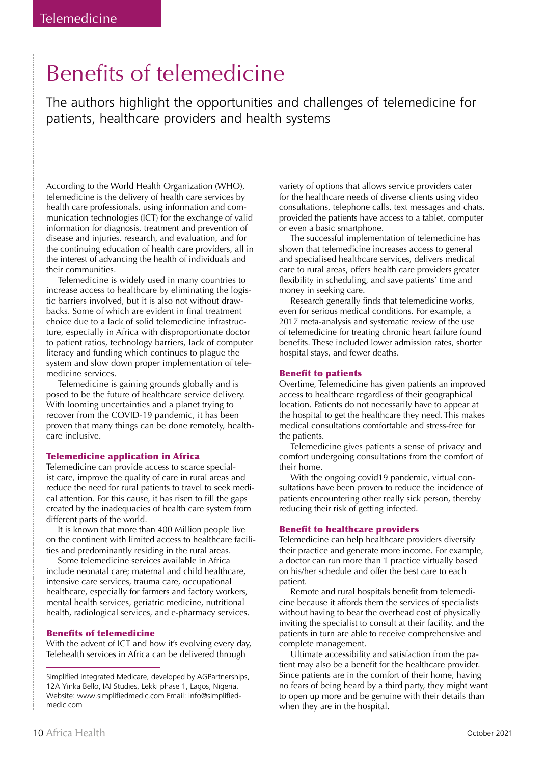# Benefits of telemedicine

The authors highlight the opportunities and challenges of telemedicine for patients, healthcare providers and health systems

According to the World Health Organization (WHO), telemedicine is the delivery of health care services by health care professionals, using information and communication technologies (ICT) for the exchange of valid information for diagnosis, treatment and prevention of disease and injuries, research, and evaluation, and for the continuing education of health care providers, all in the interest of advancing the health of individuals and their communities.

Telemedicine is widely used in many countries to increase access to healthcare by eliminating the logistic barriers involved, but it is also not without drawbacks. Some of which are evident in final treatment choice due to a lack of solid telemedicine infrastructure, especially in Africa with disproportionate doctor to patient ratios, technology barriers, lack of computer literacy and funding which continues to plague the system and slow down proper implementation of telemedicine services.

Telemedicine is gaining grounds globally and is posed to be the future of healthcare service delivery. With looming uncertainties and a planet trying to recover from the COVID-19 pandemic, it has been proven that many things can be done remotely, healthcare inclusive.

### Telemedicine application in Africa

Telemedicine can provide access to scarce specialist care, improve the quality of care in rural areas and reduce the need for rural patients to travel to seek medical attention. For this cause, it has risen to fill the gaps created by the inadequacies of health care system from different parts of the world.

It is known that more than 400 Million people live on the continent with limited access to healthcare facilities and predominantly residing in the rural areas.

Some telemedicine services available in Africa include neonatal care; maternal and child healthcare, intensive care services, trauma care, occupational healthcare, especially for farmers and factory workers, mental health services, geriatric medicine, nutritional health, radiological services, and e-pharmacy services.

### Benefits of telemedicine

With the advent of ICT and how it's evolving every day, Telehealth services in Africa can be delivered through variety of options that allows service providers cater for the healthcare needs of diverse clients using video consultations, telephone calls, text messages and chats, provided the patients have access to a tablet, computer or even a basic smartphone.

The successful implementation of telemedicine has shown that telemedicine increases access to general and specialised healthcare services, delivers medical care to rural areas, offers health care providers greater flexibility in scheduling, and save patients' time and money in seeking care.

Research generally finds that telemedicine works, even for serious medical conditions. For example, a 2017 meta-analysis and systematic review of the use of telemedicine for treating chronic heart failure found benefits. These included lower admission rates, shorter hospital stays, and fewer deaths.

### Benefit to patients

Overtime, Telemedicine has given patients an improved access to healthcare regardless of their geographical location. Patients do not necessarily have to appear at the hospital to get the healthcare they need. This makes medical consultations comfortable and stress-free for the patients.

Telemedicine gives patients a sense of privacy and comfort undergoing consultations from the comfort of their home.

With the ongoing covid19 pandemic, virtual consultations have been proven to reduce the incidence of patients encountering other really sick person, thereby reducing their risk of getting infected.

### Benefit to healthcare providers

Telemedicine can help healthcare providers diversify their practice and generate more income. For example, a doctor can run more than 1 practice virtually based on his/her schedule and offer the best care to each patient.

Remote and rural hospitals benefit from telemedicine because it affords them the services of specialists without having to bear the overhead cost of physically inviting the specialist to consult at their facility, and the patients in turn are able to receive comprehensive and complete management.

Ultimate accessibility and satisfaction from the patient may also be a benefit for the healthcare provider. Since patients are in the comfort of their home, having no fears of being heard by a third party, they might want to open up more and be genuine with their details than when they are in the hospital.

---

Simplified integrated Medicare, developed by AGPartnerships, 12A Yinka Bello, IAI Studies, Lekki phase 1, Lagos, Nigeria. Website: www.simplifiedmedic.com Email: info@simplified-medic.com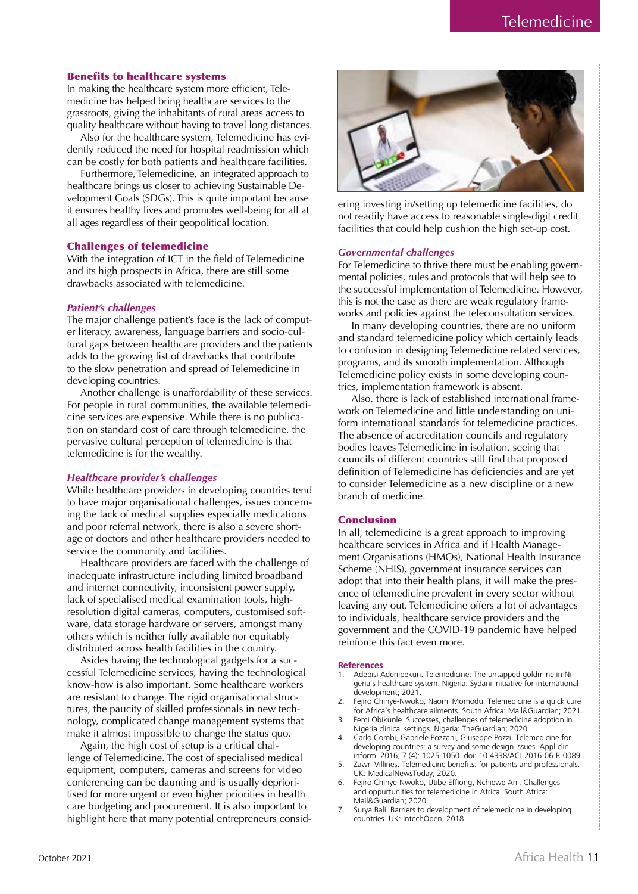## Benefits to healthcare systems

In making the healthcare system more efficient, Telemedicine has helped bring healthcare services to the grassroots, giving the inhabitants of rural areas access to quality healthcare without having to travel long distances.

Also for the healthcare system, Telemedicine has evidently reduced the need for hospital readmission which can be costly for both patients and healthcare facilities.

Furthermore, Telemedicine, an integrated approach to healthcare brings us closer to achieving Sustainable Development Goals (SDGs). This is quite important because it ensures healthy lives and promotes well-being for all at all ages regardless of their geopolitical location.

## Challenges of telemedicine

With the integration of ICT in the field of Telemedicine and its high prospects in Africa, there are still some drawbacks associated with telemedicine.

### *Patient's challenges*

The major challenge patient's face is the lack of computer literacy, awareness, language barriers and socio-cultural gaps between healthcare providers and the patients adds to the growing list of drawbacks that contribute to the slow penetration and spread of Telemedicine in developing countries.

Another challenge is unaffordability of these services. For people in rural communities, the available telemedicine services are expensive. While there is no publication on standard cost of care through telemedicine, the pervasive cultural perception of telemedicine is that telemedicine is for the wealthy.

### *Healthcare provider's challenges*

While healthcare providers in developing countries tend to have major organisational challenges, issues concerning the lack of medical supplies especially medications and poor referral network, there is also a severe shortage of doctors and other healthcare providers needed to service the community and facilities.

Healthcare providers are faced with the challenge of inadequate infrastructure including limited broadband and internet connectivity, inconsistent power supply, lack of specialised medical examination tools, high-resolution digital cameras, computers, customised software, data storage hardware or servers, amongst many others which is neither fully available nor equitably distributed across health facilities in the country.

Asides having the technological gadgets for a successful Telemedicine services, having the technological know-how is also important. Some healthcare workers are resistant to change. The rigid organisational structures, the paucity of skilled professionals in new technology, complicated change management systems that make it almost impossible to change the status quo.

Again, the high cost of setup is a critical challenge of Telemedicine. The cost of specialised medical equipment, computers, cameras and screens for video conferencing can be daunting and is usually deprioritised for more urgent or even higher priorities in health care budgeting and procurement. It is also important to highlight here that many potential entrepreneurs considering investing in/setting up telemedicine facilities, do not readily have access to reasonable single-digit credit facilities that could help cushion the high set-up cost.

### *Governmental challenges*

For Telemedicine to thrive there must be enabling governmental policies, rules and protocols that will help see to the successful implementation of Telemedicine. However, this is not the case as there are weak regulatory frameworks and policies against the teleconsultation services.

In many developing countries, there are no uniform and standard telemedicine policy which certainly leads to confusion in designing Telemedicine related services, programs, and its smooth implementation. Although Telemedicine policy exists in some developing countries, implementation framework is absent.

Also, there is lack of established international framework on Telemedicine and little understanding on uniform international standards for telemedicine practices. The absence of accreditation councils and regulatory bodies leaves Telemedicine in isolation, seeing that councils of different countries still find that proposed definition of Telemedicine has deficiencies and are yet to consider Telemedicine as a new discipline or a new branch of medicine.

## Conclusion

In all, telemedicine is a great approach to improving healthcare services in Africa and if Health Management Organisations (HMOs), National Health Insurance Scheme (NHIS), government insurance services can adopt that into their health plans, it will make the presence of telemedicine prevalent in every sector without leaving any out. Telemedicine offers a lot of advantages to individuals, healthcare service providers and the government and the COVID-19 pandemic have helped reinforce this fact even more.

### References

1. Adebisi Adenipekun. Telemedicine: The untapped goldmine in Nigeria's healthcare system. Nigeria: Sydani Initiative for international development; 2021.
2. Fejiro Chinye-Nwoko, Naomi Momodu. Telemedicine is a quick cure for Africa's healthcare ailments. South Africa: Mail&Guardian; 2021.
3. Femi Obikunle. Successes, challenges of telemedicine adoption in Nigeria clinical settings. Nigeria: TheGuardian; 2020.
4. Carlo Combi, Gabriele Pozzani, Giuseppe Pozzi. Telemedicine for developing countries: a survey and some design issues. Appl clin inform. 2016; 7 (4): 1025-1050. doi: 10.4338/ACI-2016-06-R-0089
5. Zawn Villines. Telemedicine benefits: for patients and professionals. UK: MedicalNewsToday; 2020.
6. Fejiro Chinye-Nwoko, Utibe Effiong, Nchiewe Ani. Challenges and oppurtunities for telemedicine in Africa. South Africa: Mail&Guardian; 2020.
7. Surya Bali. Barriers to development of telemedicine in developing countries. UK: IntechOpen; 2018.